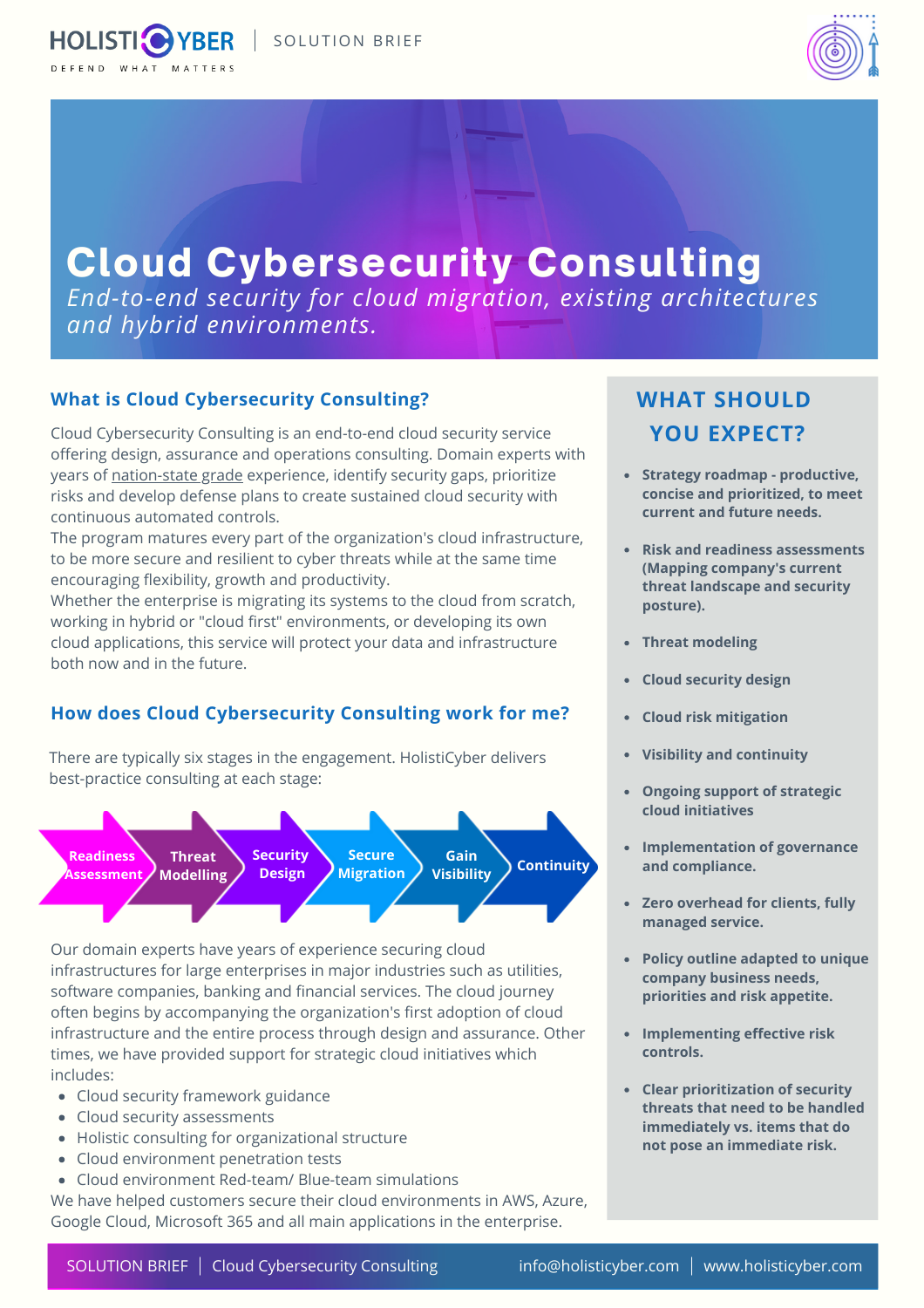HOLISTICYBER | SOLUTION BRIEF

DEFEND WHAT MATTERS

# Cloud Cybersecurity Consulting

*End-to-end security for cloud migration, existing architectures and hybrid environments.*

## What is Cloud Cybersecurity Consulting?

Cloud Cybersecurity Consulting is an end-to-end cloud security service offering design, assurance and operations consulting. Domain experts with years of nation-state grade experience, identify security gaps, prioritize risks and develop defense plans to create sustained cloud security with continuous automated controls.

The program matures every part of the organization's cloud infrastructure, to be more secure and resilient to cyber threats while at the same time encouraging flexibility, growth and productivity.

Whether the enterprise is migrating its systems to the cloud from scratch, working in hybrid or "cloud first" environments, or developing its own cloud applications, this service will protect your data and infrastructure both now and in the future.

## How does Cloud Cybersecurity Consulting work for me?

There are typically six stages in the engagement. HolistiCyber delivers best-practice consulting at each stage:

Readiness Assessment → Threat Modelling → Security Design → Secure Migration → Gain Visibility → Continuity

Our domain experts have years of experience securing cloud infrastructures for large enterprises in major industries such as utilities, software companies, banking and financial services. The cloud journey often begins by accompanying the organization's first adoption of cloud infrastructure and the entire process through design and assurance. Other times, we have provided support for strategic cloud initiatives which includes:

- Cloud security framework guidance
- Cloud security assessments
- Holistic consulting for organizational structure
- Cloud environment penetration tests
- Cloud environment Red-team/ Blue-team simulations

We have helped customers secure their cloud environments in AWS, Azure, Google Cloud, Microsoft 365 and all main applications in the enterprise.

## WHAT SHOULD YOU EXPECT?

- **Strategy roadmap - productive, concise and prioritized, to meet current and future needs.**
- **Risk and readiness assessments (Mapping company's current threat landscape and security posture).**
- **Threat modeling**
- **Cloud security design**
- **Cloud risk mitigation**
- **Visibility and continuity**
- **Ongoing support of strategic cloud initiatives**
- **Implementation of governance and compliance.**
- **Zero overhead for clients, fully managed service.**
- **Policy outline adapted to unique company business needs, priorities and risk appetite.**
- **Implementing effective risk controls.**
- **Clear prioritization of security threats that need to be handled immediately vs. items that do not pose an immediate risk.**

SOLUTION BRIEF | Cloud Cybersecurity Consulting    info@holisticyber.com | www.holisticyber.com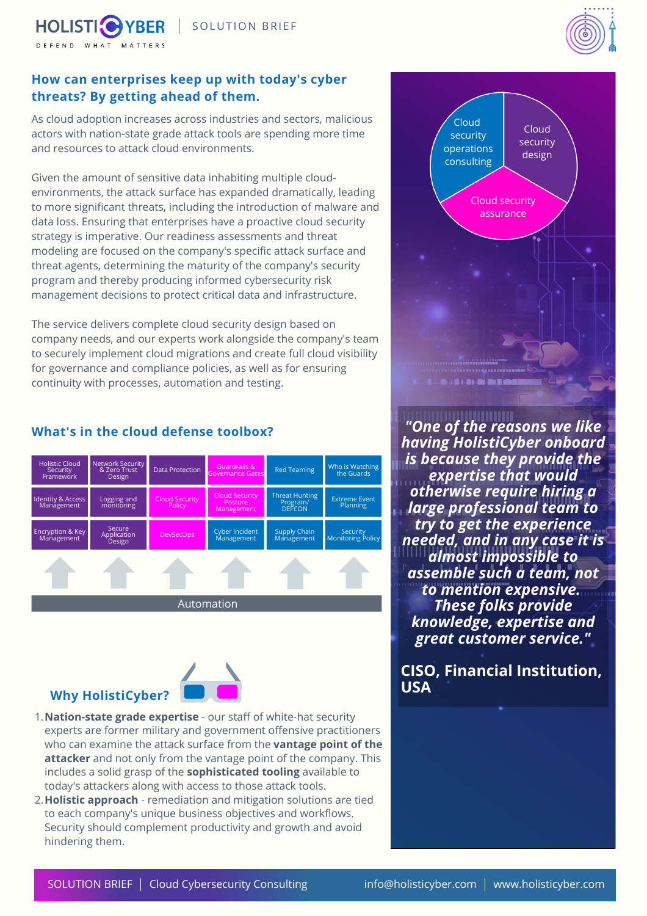## How can enterprises keep up with today's cyber threats? By getting ahead of them.

As cloud adoption increases across industries and sectors, malicious actors with nation-state grade attack tools are spending more time and resources to attack cloud environments.

Given the amount of sensitive data inhabiting multiple cloud-environments, the attack surface has expanded dramatically, leading to more significant threats, including the introduction of malware and data loss. Ensuring that enterprises have a proactive cloud security strategy is imperative. Our readiness assessments and threat modeling are focused on the company's specific attack surface and threat agents, determining the maturity of the company's security program and thereby producing informed cybersecurity risk management decisions to protect critical data and infrastructure.

The service delivers complete cloud security design based on company needs, and our experts work alongside the company's team to securely implement cloud migrations and create full cloud visibility for governance and compliance policies, as well as for ensuring continuity with processes, automation and testing.

## What's in the cloud defense toolbox?

| | | | | | |
|---|---|---|---|---|---|
| Holistic Cloud Security Framework | Network Security & Zero Trust Design | Data Protection | Guardrails & Governance Gates | Red Teaming | Who is Watching the Guards |
| Identity & Access Management | Logging and monitoring | Cloud Security Policy | Cloud Security Posture Management | Threat Hunting Program/ DEFCON | Extreme Event Planning |
| Encryption & Key Management | Secure Application Design | DevSecOps | Cyber Incident Management | Supply Chain Management | Security Monitoring Policy |

Automation

## Why HolistiCyber?

1. **Nation-state grade expertise** - our staff of white-hat security experts are former military and government offensive practitioners who can examine the attack surface from the **vantage point of the attacker** and not only from the vantage point of the company. This includes a solid grasp of the **sophisticated tooling** available to today's attackers along with access to those attack tools.
2. **Holistic approach** - remediation and mitigation solutions are tied to each company's unique business objectives and workflows. Security should complement productivity and growth and avoid hindering them.

Cloud security operations consulting

Cloud security design

Cloud security assurance

***"One of the reasons we like having HolistiCyber onboard is because they provide the expertise that would otherwise require hiring a large professional team to try to get the experience needed, and in any case it is almost impossible to assemble such a team, not to mention expensive. These folks provide knowledge, expertise and great customer service."***

**CISO, Financial Institution, USA**

SOLUTION BRIEF | Cloud Cybersecurity Consulting info@holisticyber.com | www.holisticyber.com